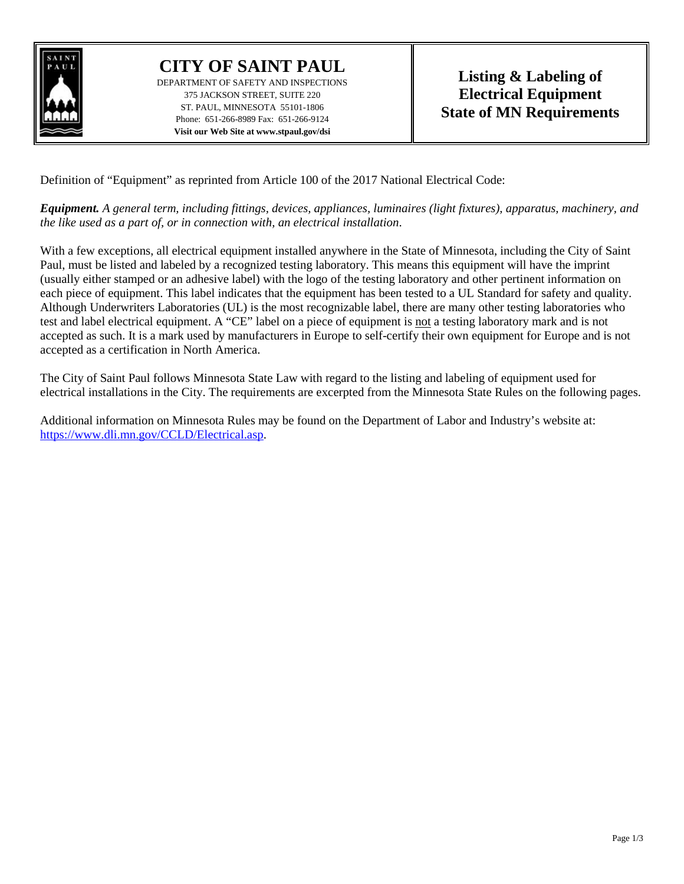# CITY OF SAINT PAUL

DEPARTMENT OF SAFETY AND INSPECTIONS
375 JACKSON STREET, SUITE 220
ST. PAUL, MINNESOTA 55101-1806
Phone: 651-266-8989 Fax: 651-266-9124
**Visit our Web Site at www.stpaul.gov/dsi**

## Listing & Labeling of Electrical Equipment State of MN Requirements

Definition of "Equipment" as reprinted from Article 100 of the 2017 National Electrical Code:

***Equipment.*** *A general term, including fittings, devices, appliances, luminaires (light fixtures), apparatus, machinery, and the like used as a part of, or in connection with, an electrical installation*.

With a few exceptions, all electrical equipment installed anywhere in the State of Minnesota, including the City of Saint Paul, must be listed and labeled by a recognized testing laboratory. This means this equipment will have the imprint (usually either stamped or an adhesive label) with the logo of the testing laboratory and other pertinent information on each piece of equipment. This label indicates that the equipment has been tested to a UL Standard for safety and quality. Although Underwriters Laboratories (UL) is the most recognizable label, there are many other testing laboratories who test and label electrical equipment. A "CE" label on a piece of equipment is <u>not</u> a testing laboratory mark and is not accepted as such. It is a mark used by manufacturers in Europe to self-certify their own equipment for Europe and is not accepted as a certification in North America.

The City of Saint Paul follows Minnesota State Law with regard to the listing and labeling of equipment used for electrical installations in the City. The requirements are excerpted from the Minnesota State Rules on the following pages.

Additional information on Minnesota Rules may be found on the Department of Labor and Industry's website at: [https://www.dli.mn.gov/CCLD/Electrical.asp](https://www.dli.mn.gov/CCLD/Electrical.asp).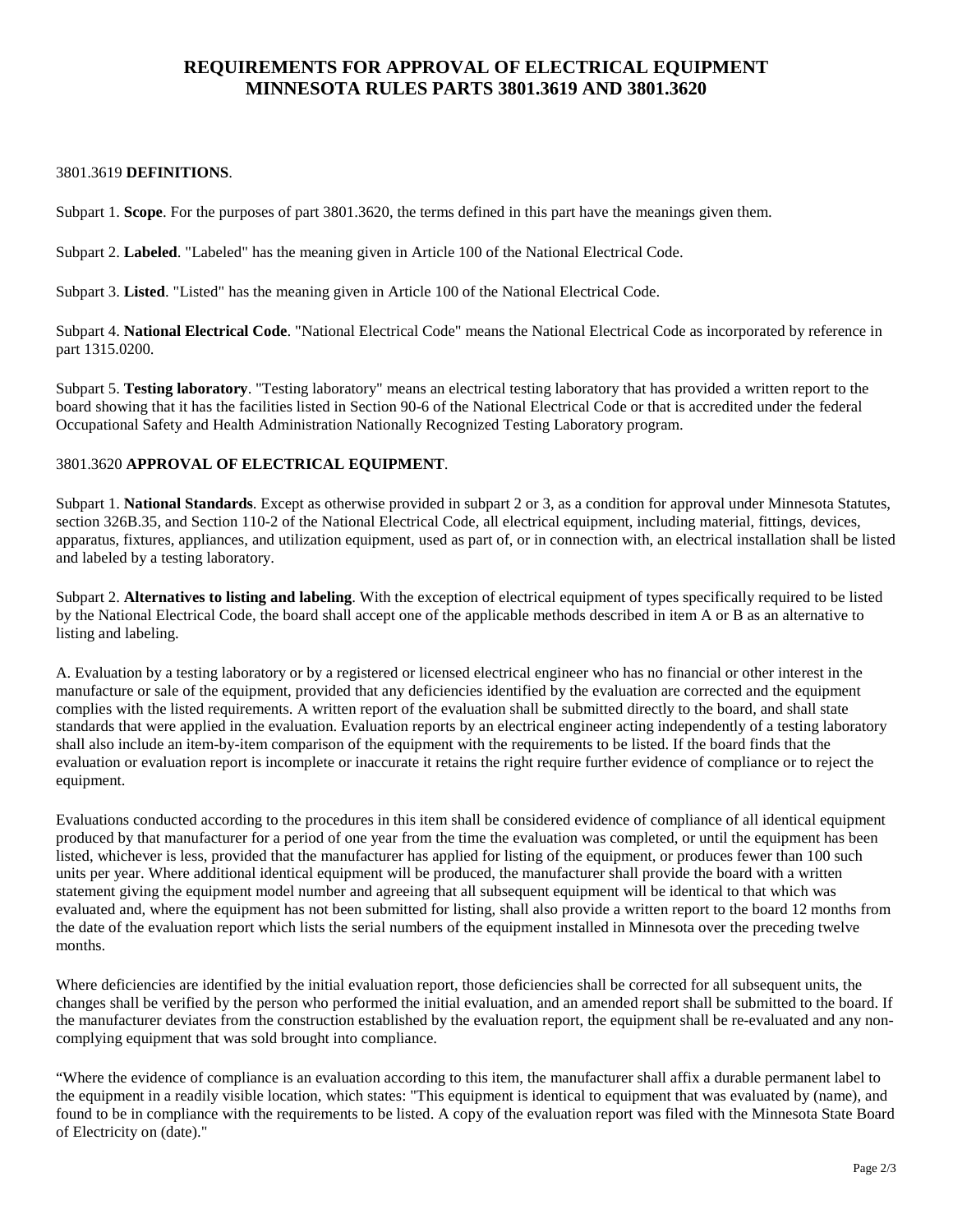# REQUIREMENTS FOR APPROVAL OF ELECTRICAL EQUIPMENT MINNESOTA RULES PARTS 3801.3619 AND 3801.3620

3801.3619 **DEFINITIONS**.

Subpart 1. **Scope**. For the purposes of part 3801.3620, the terms defined in this part have the meanings given them.

Subpart 2. **Labeled**. "Labeled" has the meaning given in Article 100 of the National Electrical Code.

Subpart 3. **Listed**. "Listed" has the meaning given in Article 100 of the National Electrical Code.

Subpart 4. **National Electrical Code**. "National Electrical Code" means the National Electrical Code as incorporated by reference in part 1315.0200.

Subpart 5. **Testing laboratory**. "Testing laboratory" means an electrical testing laboratory that has provided a written report to the board showing that it has the facilities listed in Section 90-6 of the National Electrical Code or that is accredited under the federal Occupational Safety and Health Administration Nationally Recognized Testing Laboratory program.

3801.3620 **APPROVAL OF ELECTRICAL EQUIPMENT**.

Subpart 1. **National Standards**. Except as otherwise provided in subpart 2 or 3, as a condition for approval under Minnesota Statutes, section 326B.35, and Section 110-2 of the National Electrical Code, all electrical equipment, including material, fittings, devices, apparatus, fixtures, appliances, and utilization equipment, used as part of, or in connection with, an electrical installation shall be listed and labeled by a testing laboratory.

Subpart 2. **Alternatives to listing and labeling**. With the exception of electrical equipment of types specifically required to be listed by the National Electrical Code, the board shall accept one of the applicable methods described in item A or B as an alternative to listing and labeling.

A. Evaluation by a testing laboratory or by a registered or licensed electrical engineer who has no financial or other interest in the manufacture or sale of the equipment, provided that any deficiencies identified by the evaluation are corrected and the equipment complies with the listed requirements. A written report of the evaluation shall be submitted directly to the board, and shall state standards that were applied in the evaluation. Evaluation reports by an electrical engineer acting independently of a testing laboratory shall also include an item-by-item comparison of the equipment with the requirements to be listed. If the board finds that the evaluation or evaluation report is incomplete or inaccurate it retains the right require further evidence of compliance or to reject the equipment.

Evaluations conducted according to the procedures in this item shall be considered evidence of compliance of all identical equipment produced by that manufacturer for a period of one year from the time the evaluation was completed, or until the equipment has been listed, whichever is less, provided that the manufacturer has applied for listing of the equipment, or produces fewer than 100 such units per year. Where additional identical equipment will be produced, the manufacturer shall provide the board with a written statement giving the equipment model number and agreeing that all subsequent equipment will be identical to that which was evaluated and, where the equipment has not been submitted for listing, shall also provide a written report to the board 12 months from the date of the evaluation report which lists the serial numbers of the equipment installed in Minnesota over the preceding twelve months.

Where deficiencies are identified by the initial evaluation report, those deficiencies shall be corrected for all subsequent units, the changes shall be verified by the person who performed the initial evaluation, and an amended report shall be submitted to the board. If the manufacturer deviates from the construction established by the evaluation report, the equipment shall be re-evaluated and any non-complying equipment that was sold brought into compliance.

"Where the evidence of compliance is an evaluation according to this item, the manufacturer shall affix a durable permanent label to the equipment in a readily visible location, which states: "This equipment is identical to equipment that was evaluated by (name), and found to be in compliance with the requirements to be listed. A copy of the evaluation report was filed with the Minnesota State Board of Electricity on (date)."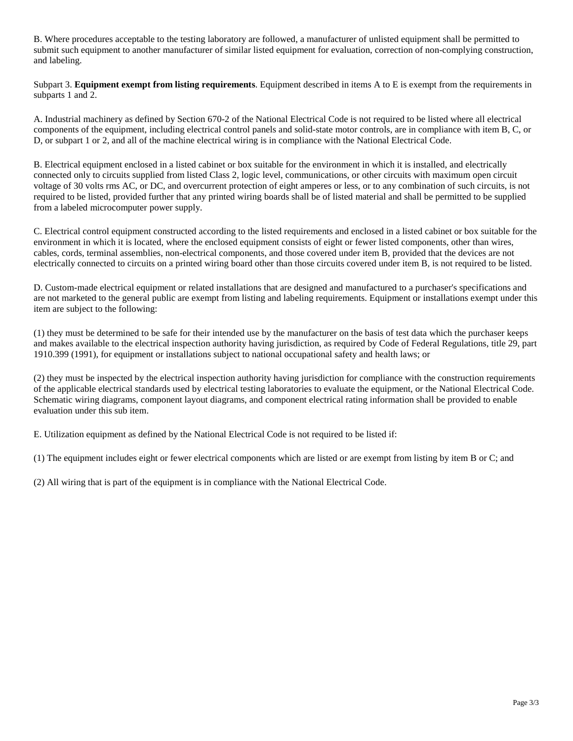B. Where procedures acceptable to the testing laboratory are followed, a manufacturer of unlisted equipment shall be permitted to submit such equipment to another manufacturer of similar listed equipment for evaluation, correction of non-complying construction, and labeling.

Subpart 3. **Equipment exempt from listing requirements**. Equipment described in items A to E is exempt from the requirements in subparts 1 and 2.

A. Industrial machinery as defined by Section 670-2 of the National Electrical Code is not required to be listed where all electrical components of the equipment, including electrical control panels and solid-state motor controls, are in compliance with item B, C, or D, or subpart 1 or 2, and all of the machine electrical wiring is in compliance with the National Electrical Code.

B. Electrical equipment enclosed in a listed cabinet or box suitable for the environment in which it is installed, and electrically connected only to circuits supplied from listed Class 2, logic level, communications, or other circuits with maximum open circuit voltage of 30 volts rms AC, or DC, and overcurrent protection of eight amperes or less, or to any combination of such circuits, is not required to be listed, provided further that any printed wiring boards shall be of listed material and shall be permitted to be supplied from a labeled microcomputer power supply.

C. Electrical control equipment constructed according to the listed requirements and enclosed in a listed cabinet or box suitable for the environment in which it is located, where the enclosed equipment consists of eight or fewer listed components, other than wires, cables, cords, terminal assemblies, non-electrical components, and those covered under item B, provided that the devices are not electrically connected to circuits on a printed wiring board other than those circuits covered under item B, is not required to be listed.

D. Custom-made electrical equipment or related installations that are designed and manufactured to a purchaser's specifications and are not marketed to the general public are exempt from listing and labeling requirements. Equipment or installations exempt under this item are subject to the following:

(1) they must be determined to be safe for their intended use by the manufacturer on the basis of test data which the purchaser keeps and makes available to the electrical inspection authority having jurisdiction, as required by Code of Federal Regulations, title 29, part 1910.399 (1991), for equipment or installations subject to national occupational safety and health laws; or

(2) they must be inspected by the electrical inspection authority having jurisdiction for compliance with the construction requirements of the applicable electrical standards used by electrical testing laboratories to evaluate the equipment, or the National Electrical Code. Schematic wiring diagrams, component layout diagrams, and component electrical rating information shall be provided to enable evaluation under this sub item.

E. Utilization equipment as defined by the National Electrical Code is not required to be listed if:

(1) The equipment includes eight or fewer electrical components which are listed or are exempt from listing by item B or C; and

(2) All wiring that is part of the equipment is in compliance with the National Electrical Code.